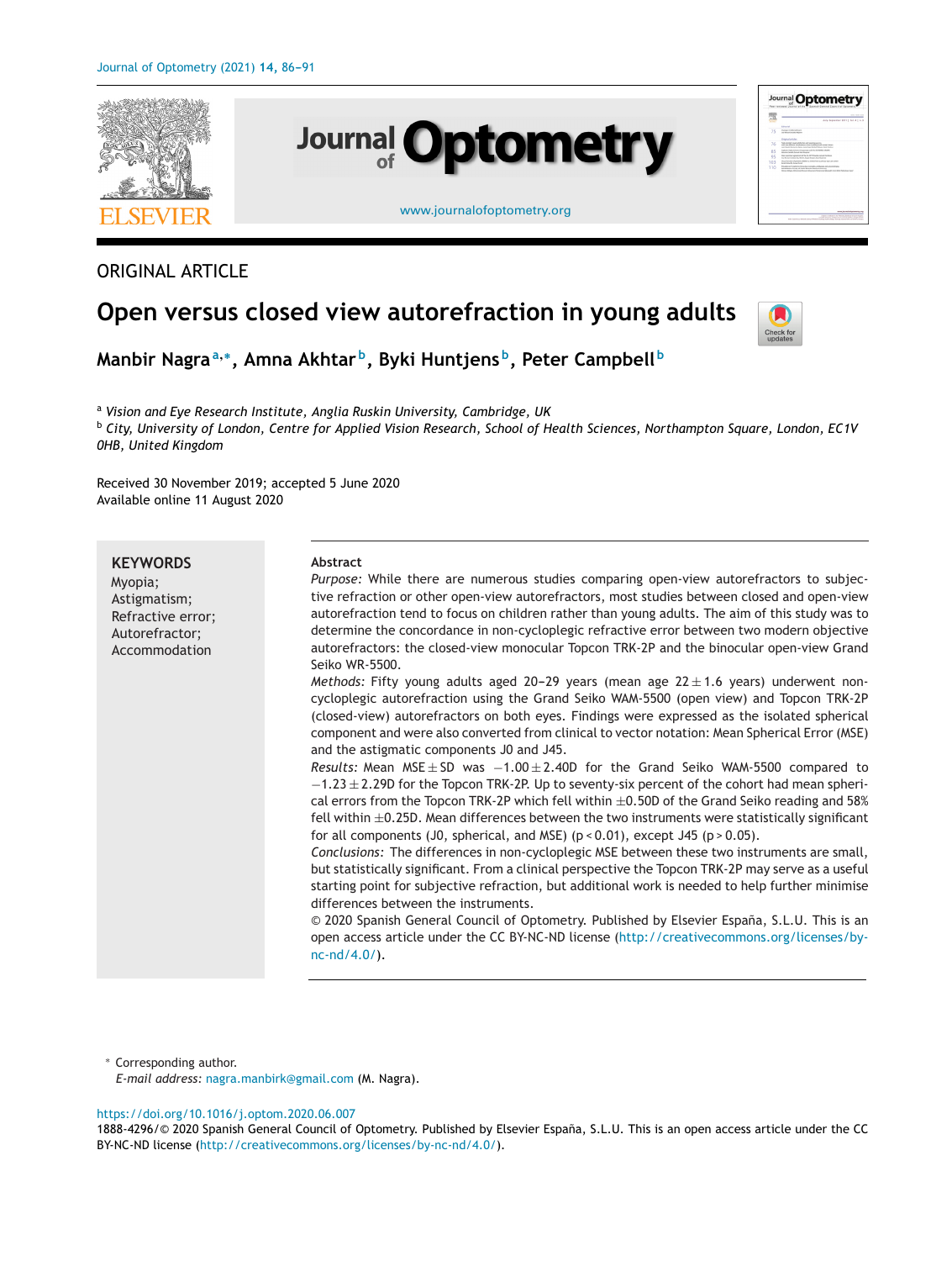ORIGINAL ARTICLE

# Open versus closed view autorefraction in young adults

**Manbir Nagra**[a,*], **Amna Akhtar**[b], **Byki Huntjens**[b], **Peter Campbell**[b]

[a] *Vision and Eye Research Institute, Anglia Ruskin University, Cambridge, UK*
[b] *City, University of London, Centre for Applied Vision Research, School of Health Sciences, Northampton Square, London, EC1V 0HB, United Kingdom*

Received 30 November 2019; accepted 5 June 2020
Available online 11 August 2020

**KEYWORDS**
Myopia;
Astigmatism;
Refractive error;
Autorefractor;
Accommodation

**Abstract**

*Purpose:* While there are numerous studies comparing open-view autorefractors to subjective refraction or other open-view autorefractors, most studies between closed and open-view autorefraction tend to focus on children rather than young adults. The aim of this study was to determine the concordance in non-cycloplegic refractive error between two modern objective autorefractors: the closed-view monocular Topcon TRK-2P and the binocular open-view Grand Seiko WR-5500.

*Methods:* Fifty young adults aged 20–29 years (mean age $22 \pm 1.6$ years) underwent non-cycloplegic autorefraction using the Grand Seiko WAM-5500 (open view) and Topcon TRK-2P (closed-view) autorefractors on both eyes. Findings were expressed as the isolated spherical component and were also converted from clinical to vector notation: Mean Spherical Error (MSE) and the astigmatic components J0 and J45.

*Results:* Mean MSE ± SD was $-1.00 \pm 2.40$D for the Grand Seiko WAM-5500 compared to $-1.23 \pm 2.29$D for the Topcon TRK-2P. Up to seventy-six percent of the cohort had mean spherical errors from the Topcon TRK-2P which fell within ±0.50D of the Grand Seiko reading and 58% fell within ±0.25D. Mean differences between the two instruments were statistically significant for all components (J0, spherical, and MSE) ($p < 0.01$), except J45 ($p > 0.05$).

*Conclusions:* The differences in non-cycloplegic MSE between these two instruments are small, but statistically significant. From a clinical perspective the Topcon TRK-2P may serve as a useful starting point for subjective refraction, but additional work is needed to help further minimise differences between the instruments.

© 2020 Spanish General Council of Optometry. Published by Elsevier España, S.L.U. This is an open access article under the CC BY-NC-ND license (http://creativecommons.org/licenses/by-nc-nd/4.0/).

* Corresponding author.
*E-mail address:* nagra.manbirk@gmail.com (M. Nagra).

https://doi.org/10.1016/j.optom.2020.06.007
1888-4296/© 2020 Spanish General Council of Optometry. Published by Elsevier España, S.L.U. This is an open access article under the CC BY-NC-ND license (http://creativecommons.org/licenses/by-nc-nd/4.0/).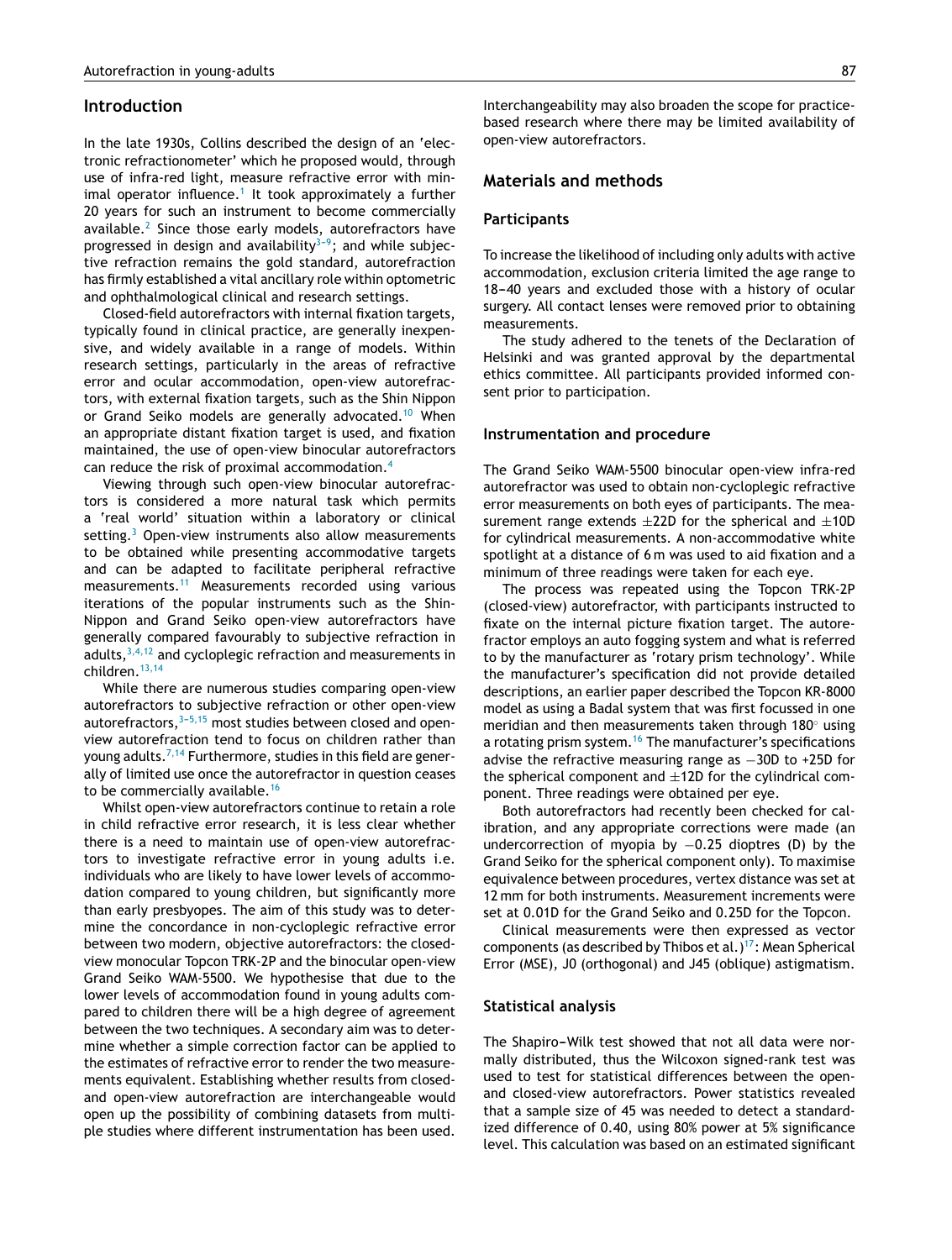## Introduction

In the late 1930s, Collins described the design of an 'electronic refractionometer' which he proposed would, through use of infra-red light, measure refractive error with minimal operator influence.[1] It took approximately a further 20 years for such an instrument to become commercially available.[2] Since those early models, autorefractors have progressed in design and availability[3-9]; and while subjective refraction remains the gold standard, autorefraction has firmly established a vital ancillary role within optometric and ophthalmological clinical and research settings.

Closed-field autorefractors with internal fixation targets, typically found in clinical practice, are generally inexpensive, and widely available in a range of models. Within research settings, particularly in the areas of refractive error and ocular accommodation, open-view autorefractors, with external fixation targets, such as the Shin Nippon or Grand Seiko models are generally advocated.[10] When an appropriate distant fixation target is used, and fixation maintained, the use of open-view binocular autorefractors can reduce the risk of proximal accommodation.[4]

Viewing through such open-view binocular autorefractors is considered a more natural task which permits a 'real world' situation within a laboratory or clinical setting.[3] Open-view instruments also allow measurements to be obtained while presenting accommodative targets and can be adapted to facilitate peripheral refractive measurements.[11] Measurements recorded using various iterations of the popular instruments such as the Shin-Nippon and Grand Seiko open-view autorefractors have generally compared favourably to subjective refraction in adults,[3,4,12] and cycloplegic refraction and measurements in children.[13,14]

While there are numerous studies comparing open-view autorefractors to subjective refraction or other open-view autorefractors,[3-5,15] most studies between closed and open-view autorefraction tend to focus on children rather than young adults.[7,14] Furthermore, studies in this field are generally of limited use once the autorefractor in question ceases to be commercially available.[16]

Whilst open-view autorefractors continue to retain a role in child refractive error research, it is less clear whether there is a need to maintain use of open-view autorefractors to investigate refractive error in young adults i.e. individuals who are likely to have lower levels of accommodation compared to young children, but significantly more than early presbyopes. The aim of this study was to determine the concordance in non-cycloplegic refractive error between two modern, objective autorefractors: the closed-view monocular Topcon TRK-2P and the binocular open-view Grand Seiko WAM-5500. We hypothesise that due to the lower levels of accommodation found in young adults compared to children there will be a high degree of agreement between the two techniques. A secondary aim was to determine whether a simple correction factor can be applied to the estimates of refractive error to render the two measurements equivalent. Establishing whether results from closed- and open-view autorefraction are interchangeable would open up the possibility of combining datasets from multiple studies where different instrumentation has been used. Interchangeability may also broaden the scope for practice-based research where there may be limited availability of open-view autorefractors.

## Materials and methods

### Participants

To increase the likelihood of including only adults with active accommodation, exclusion criteria limited the age range to 18–40 years and excluded those with a history of ocular surgery. All contact lenses were removed prior to obtaining measurements.

The study adhered to the tenets of the Declaration of Helsinki and was granted approval by the departmental ethics committee. All participants provided informed consent prior to participation.

### Instrumentation and procedure

The Grand Seiko WAM-5500 binocular open-view infra-red autorefractor was used to obtain non-cycloplegic refractive error measurements on both eyes of participants. The measurement range extends ±22D for the spherical and ±10D for cylindrical measurements. A non-accommodative white spotlight at a distance of 6 m was used to aid fixation and a minimum of three readings were taken for each eye.

The process was repeated using the Topcon TRK-2P (closed-view) autorefractor, with participants instructed to fixate on the internal picture fixation target. The autorefractor employs an auto fogging system and what is referred to by the manufacturer as 'rotary prism technology'. While the manufacturer's specification did not provide detailed descriptions, an earlier paper described the Topcon KR-8000 model as using a Badal system that was first focussed in one meridian and then measurements taken through 180° using a rotating prism system.[16] The manufacturer's specifications advise the refractive measuring range as −30D to +25D for the spherical component and ±12D for the cylindrical component. Three readings were obtained per eye.

Both autorefractors had recently been checked for calibration, and any appropriate corrections were made (an undercorrection of myopia by −0.25 dioptres (D) by the Grand Seiko for the spherical component only). To maximise equivalence between procedures, vertex distance was set at 12 mm for both instruments. Measurement increments were set at 0.01D for the Grand Seiko and 0.25D for the Topcon.

Clinical measurements were then expressed as vector components (as described by Thibos et al.)[17]: Mean Spherical Error (MSE), J0 (orthogonal) and J45 (oblique) astigmatism.

### Statistical analysis

The Shapiro–Wilk test showed that not all data were normally distributed, thus the Wilcoxon signed-rank test was used to test for statistical differences between the open- and closed-view autorefractors. Power statistics revealed that a sample size of 45 was needed to detect a standardized difference of 0.40, using 80% power at 5% significance level. This calculation was based on an estimated significant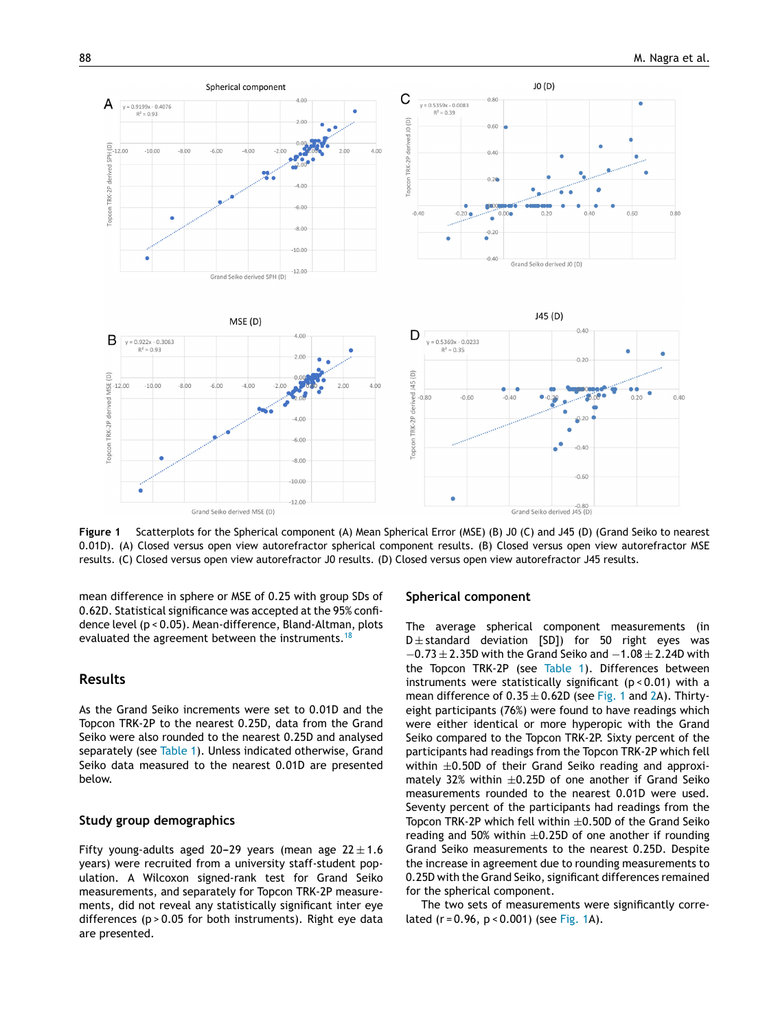Spherical component

A

y = 0.9199x - 0.4076
R² = 0.93

Topcon TRK-2P derived SPH (D)

Grand Seiko derived SPH (D)

4.00
2.00
0.00
-2.00
-4.00
-6.00
-8.00
-10.00
-12.00

-12.00 -10.00 -8.00 -6.00 -4.00 -2.00 2.00 4.00

J0 (D)

C

y = 0.5359x - 0.0083
R² = 0.39

Topcon TRK-2P derived J0 (D)

Grand Seiko derived J0 (D)

0.80
0.60
0.40
0.20
0.00
-0.20
-0.40

-0.40 -0.20 0.20 0.40 0.60 0.80

MSE (D)

B

y = 0.922x - 0.3063
R² = 0.93

Topcon TRK-2P derived MSE (D)

Grand Seiko derived MSE (D)

4.00
2.00
0.00
-2.00
-4.00
-6.00
-8.00
-10.00
-12.00

-12.00 -10.00 -8.00 -6.00 -4.00 -2.00 2.00 4.00

J45 (D)

D

y = 0.5369x - 0.0233
R² = 0.35

Topcon TRK-2P derived J45 (D)

Grand Seiko derived J45 (D)

0.40
0.20
0.00
-0.20
-0.40
-0.60
-0.80

-0.80 -0.60 -0.40 -0.20 0.20 0.40

**Figure 1** Scatterplots for the Spherical component (A) Mean Spherical Error (MSE) (B) J0 (C) and J45 (D) (Grand Seiko to nearest 0.01D). (A) Closed versus open view autorefractor spherical component results. (B) Closed versus open view autorefractor MSE results. (C) Closed versus open view autorefractor J0 results. (D) Closed versus open view autorefractor J45 results.

mean difference in sphere or MSE of 0.25 with group SDs of 0.62D. Statistical significance was accepted at the 95% confidence level ($p < 0.05$). Mean-difference, Bland-Altman, plots evaluated the agreement between the instruments.[18]

## Results

As the Grand Seiko increments were set to 0.01D and the Topcon TRK-2P to the nearest 0.25D, data from the Grand Seiko were also rounded to the nearest 0.25D and analysed separately (see Table 1). Unless indicated otherwise, Grand Seiko data measured to the nearest 0.01D are presented below.

### Study group demographics

Fifty young-adults aged 20–29 years (mean age $22 \pm 1.6$ years) were recruited from a university staff-student population. A Wilcoxon signed-rank test for Grand Seiko measurements, and separately for Topcon TRK-2P measurements, did not reveal any statistically significant inter eye differences ($p > 0.05$ for both instruments). Right eye data are presented.

### Spherical component

The average spherical component measurements (in D ± standard deviation [SD]) for 50 right eyes was $-0.73 \pm 2.35$D with the Grand Seiko and $-1.08 \pm 2.24$D with the Topcon TRK-2P (see Table 1). Differences between instruments were statistically significant ($p < 0.01$) with a mean difference of $0.35 \pm 0.62$D (see Fig. 1 and 2A). Thirty-eight participants (76%) were found to have readings which were either identical or more hyperopic with the Grand Seiko compared to the Topcon TRK-2P. Sixty percent of the participants had readings from the Topcon TRK-2P which fell within ±0.50D of their Grand Seiko reading and approximately 32% within ±0.25D of one another if Grand Seiko measurements rounded to the nearest 0.01D were used. Seventy percent of the participants had readings from the Topcon TRK-2P which fell within ±0.50D of the Grand Seiko reading and 50% within ±0.25D of one another if rounding Grand Seiko measurements to the nearest 0.25D. Despite the increase in agreement due to rounding measurements to 0.25D with the Grand Seiko, significant differences remained for the spherical component.

The two sets of measurements were significantly correlated ($r = 0.96$, $p < 0.001$) (see Fig. 1A).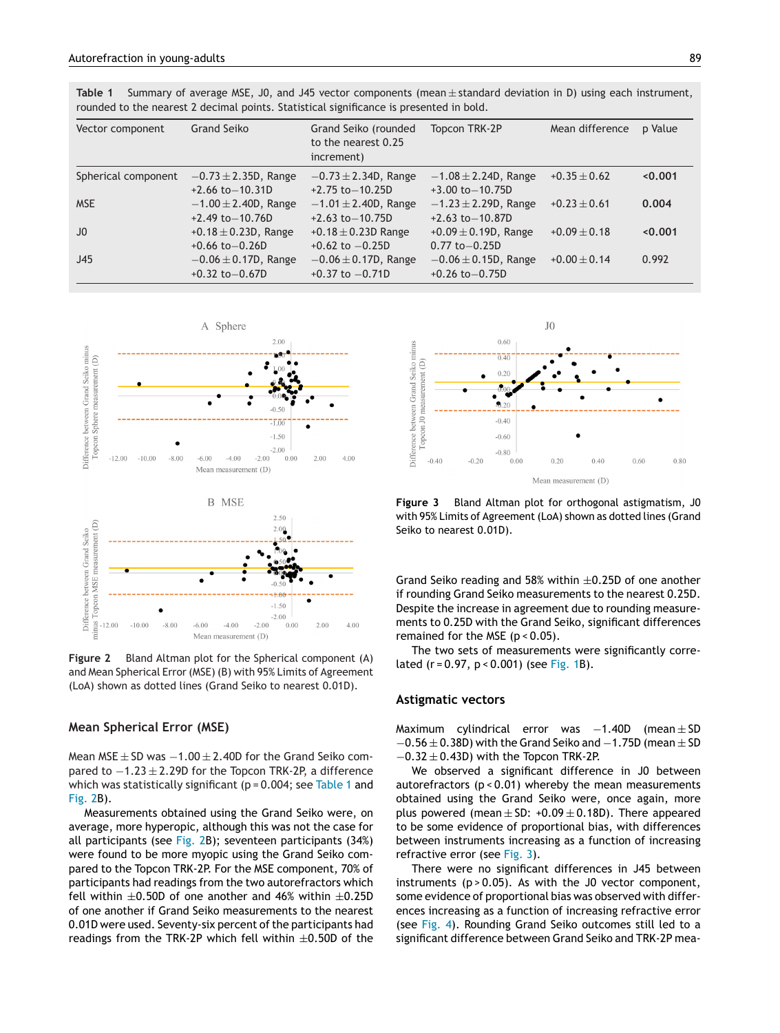**Table 1** Summary of average MSE, J0, and J45 vector components (mean ± standard deviation in D) using each instrument, rounded to the nearest 2 decimal points. Statistical significance is presented in bold.

| Vector component | Grand Seiko | Grand Seiko (rounded to the nearest 0.25 increment) | Topcon TRK-2P | Mean difference | p Value |
|---|---|---|---|---|---|
| Spherical component | −0.73 ± 2.35D, Range +2.66 to −10.31D | −0.73 ± 2.34D, Range +2.75 to −10.25D | −1.08 ± 2.24D, Range +3.00 to −10.75D | +0.35 ± 0.62 | **<0.001** |
| MSE | −1.00 ± 2.40D, Range +2.49 to −10.76D | −1.01 ± 2.40D, Range +2.63 to −10.75D | −1.23 ± 2.29D, Range +2.63 to −10.87D | +0.23 ± 0.61 | **0.004** |
| J0 | +0.18 ± 0.23D, Range +0.66 to −0.26D | +0.18 ± 0.23D Range +0.62 to −0.25D | +0.09 ± 0.19D, Range 0.77 to −0.25D | +0.09 ± 0.18 | **<0.001** |
| J45 | −0.06 ± 0.17D, Range +0.32 to −0.67D | −0.06 ± 0.17D, Range +0.37 to −0.71D | −0.06 ± 0.15D, Range +0.26 to −0.75D | +0.00 ± 0.14 | 0.992 |

A Sphere

Difference between Grand Seiko minus Topcon Sphere measurement (D)

Mean measurement (D)

B MSE

Difference between Grand Seiko minus Topcon MSE measurement (D)

Mean measurement (D)

**Figure 2** Bland Altman plot for the Spherical component (A) and Mean Spherical Error (MSE) (B) with 95% Limits of Agreement (LoA) shown as dotted lines (Grand Seiko to nearest 0.01D).

## Mean Spherical Error (MSE)

Mean MSE ± SD was −1.00 ± 2.40D for the Grand Seiko compared to −1.23 ± 2.29D for the Topcon TRK-2P, a difference which was statistically significant ($p = 0.004$; see Table 1 and Fig. 2B).

Measurements obtained using the Grand Seiko were, on average, more hyperopic, although this was not the case for all participants (see Fig. 2B); seventeen participants (34%) were found to be more myopic using the Grand Seiko compared to the Topcon TRK-2P. For the MSE component, 70% of participants had readings from the two autorefractors which fell within ±0.50D of one another and 46% within ±0.25D of one another if Grand Seiko measurements to the nearest 0.01D were used. Seventy-six percent of the participants had readings from the TRK-2P which fell within ±0.50D of the Grand Seiko reading and 58% within ±0.25D of one another if rounding Grand Seiko measurements to the nearest 0.25D. Despite the increase in agreement due to rounding measurements to 0.25D with the Grand Seiko, significant differences remained for the MSE ($p < 0.05$).

J0

Difference between Grand Seiko minus Topcon J0 measurement (D)

Mean measurement (D)

**Figure 3** Bland Altman plot for orthogonal astigmatism, J0 with 95% Limits of Agreement (LoA) shown as dotted lines (Grand Seiko to nearest 0.01D).

The two sets of measurements were significantly correlated ($r = 0.97$, $p < 0.001$) (see Fig. 1B).

## Astigmatic vectors

Maximum cylindrical error was −1.40D (mean ± SD −0.56 ± 0.38D) with the Grand Seiko and −1.75D (mean ± SD −0.32 ± 0.43D) with the Topcon TRK-2P.

We observed a significant difference in J0 between autorefractors ($p < 0.01$) whereby the mean measurements obtained using the Grand Seiko were, once again, more plus powered (mean ± SD: +0.09 ± 0.18D). There appeared to be some evidence of proportional bias, with differences between instruments increasing as a function of increasing refractive error (see Fig. 3).

There were no significant differences in J45 between instruments ($p > 0.05$). As with the J0 vector component, some evidence of proportional bias was observed with differences increasing as a function of increasing refractive error (see Fig. 4). Rounding Grand Seiko outcomes still led to a significant difference between Grand Seiko and TRK-2P mea-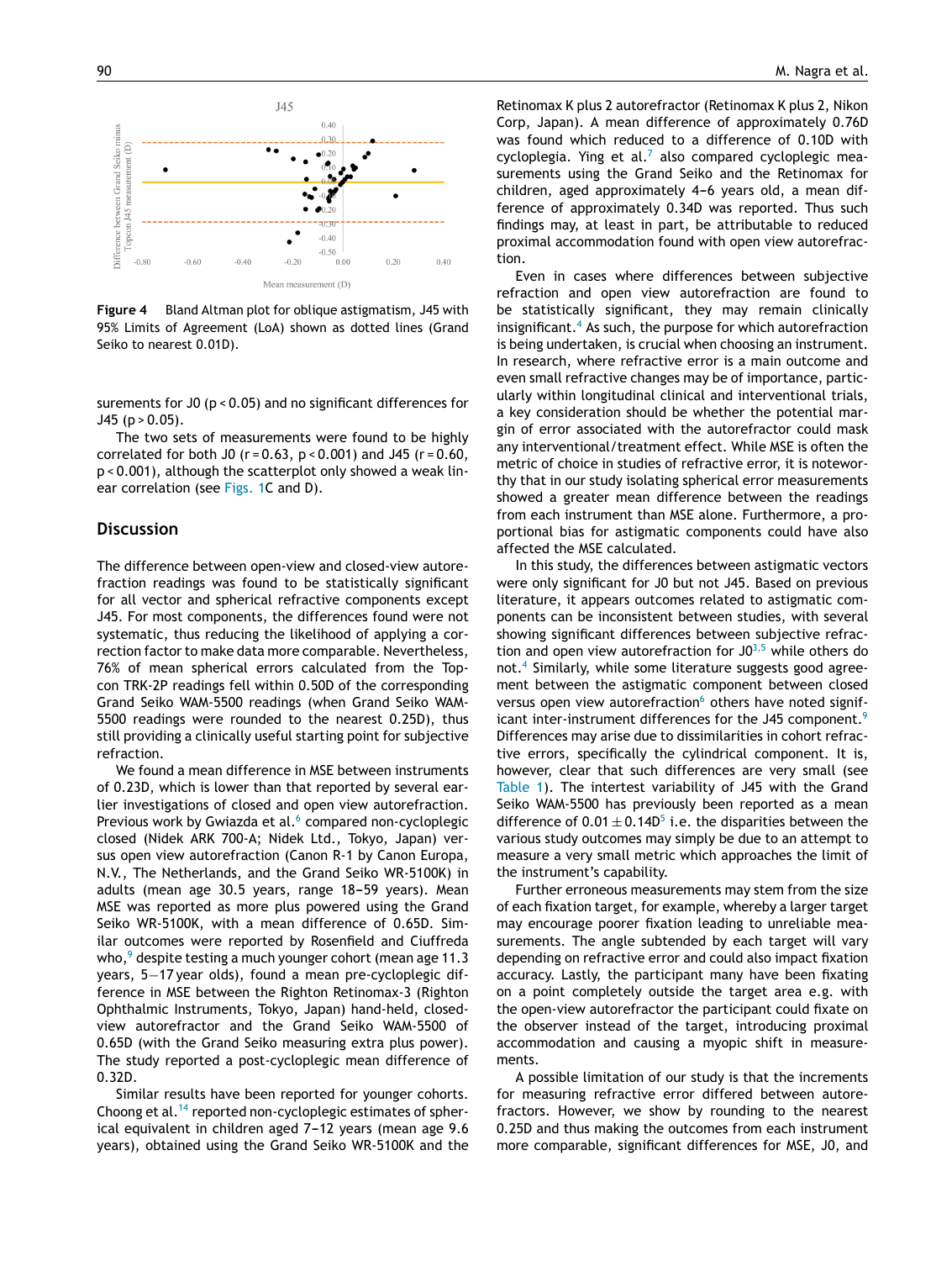J45

0.40
0.30
0.20
0.10
0.00
-0.10
-0.20
-0.30
-0.40
-0.50

-0.80 -0.60 -0.40 -0.20 0.00 0.20 0.40

Difference between Grand Seiko minus Topcon J45 measurement (D)

Mean measurement (D)

**Figure 4** Bland Altman plot for oblique astigmatism, J45 with 95% Limits of Agreement (LoA) shown as dotted lines (Grand Seiko to nearest 0.01D).

surements for J0 ($p < 0.05$) and no significant differences for J45 ($p > 0.05$).

The two sets of measurements were found to be highly correlated for both J0 ($r = 0.63$, $p < 0.001$) and J45 ($r = 0.60$, $p < 0.001$), although the scatterplot only showed a weak linear correlation (see Figs. 1C and D).

## Discussion

The difference between open-view and closed-view autorefraction readings was found to be statistically significant for all vector and spherical refractive components except J45. For most components, the differences found were not systematic, thus reducing the likelihood of applying a correction factor to make data more comparable. Nevertheless, 76% of mean spherical errors calculated from the Topcon TRK-2P readings fell within 0.50D of the corresponding Grand Seiko WAM-5500 readings (when Grand Seiko WAM-5500 readings were rounded to the nearest 0.25D), thus still providing a clinically useful starting point for subjective refraction.

We found a mean difference in MSE between instruments of 0.23D, which is lower than that reported by several earlier investigations of closed and open view autorefraction. Previous work by Gwiazda et al.[6] compared non-cycloplegic closed (Nidek ARK 700-A; Nidek Ltd., Tokyo, Japan) versus open view autorefraction (Canon R-1 by Canon Europa, N.V., The Netherlands, and the Grand Seiko WR-5100K) in adults (mean age 30.5 years, range 18–59 years). Mean MSE was reported as more plus powered using the Grand Seiko WR-5100K, with a mean difference of 0.65D. Similar outcomes were reported by Rosenfield and Ciuffreda who,[9] despite testing a much younger cohort (mean age 11.3 years, 5−17 year olds), found a mean pre-cycloplegic difference in MSE between the Righton Retinomax-3 (Righton Ophthalmic Instruments, Tokyo, Japan) hand-held, closed-view autorefractor and the Grand Seiko WAM-5500 of 0.65D (with the Grand Seiko measuring extra plus power). The study reported a post-cycloplegic mean difference of 0.32D.

Similar results have been reported for younger cohorts. Choong et al.[14] reported non-cycloplegic estimates of spherical equivalent in children aged 7–12 years (mean age 9.6 years), obtained using the Grand Seiko WR-5100K and the Retinomax K plus 2 autorefractor (Retinomax K plus 2, Nikon Corp, Japan). A mean difference of approximately 0.76D was found which reduced to a difference of 0.10D with cycloplegia. Ying et al.[7] also compared cycloplegic measurements using the Grand Seiko and the Retinomax for children, aged approximately 4–6 years old, a mean difference of approximately 0.34D was reported. Thus such findings may, at least in part, be attributable to reduced proximal accommodation found with open view autorefraction.

Even in cases where differences between subjective refraction and open view autorefraction are found to be statistically significant, they may remain clinically insignificant.[4] As such, the purpose for which autorefraction is being undertaken, is crucial when choosing an instrument. In research, where refractive error is a main outcome and even small refractive changes may be of importance, particularly within longitudinal clinical and interventional trials, a key consideration should be whether the potential margin of error associated with the autorefractor could mask any interventional/treatment effect. While MSE is often the metric of choice in studies of refractive error, it is noteworthy that in our study isolating spherical error measurements showed a greater mean difference between the readings from each instrument than MSE alone. Furthermore, a proportional bias for astigmatic components could have also affected the MSE calculated.

In this study, the differences between astigmatic vectors were only significant for J0 but not J45. Based on previous literature, it appears outcomes related to astigmatic components can be inconsistent between studies, with several showing significant differences between subjective refraction and open view autorefraction for J0[3,5] while others do not.[4] Similarly, while some literature suggests good agreement between the astigmatic component between closed versus open view autorefraction[6] others have noted significant inter-instrument differences for the J45 component.[9] Differences may arise due to dissimilarities in cohort refractive errors, specifically the cylindrical component. It is, however, clear that such differences are very small (see Table 1). The intertest variability of J45 with the Grand Seiko WAM-5500 has previously been reported as a mean difference of $0.01 \pm 0.14$D[5] i.e. the disparities between the various study outcomes may simply be due to an attempt to measure a very small metric which approaches the limit of the instrument's capability.

Further erroneous measurements may stem from the size of each fixation target, for example, whereby a larger target may encourage poorer fixation leading to unreliable measurements. The angle subtended by each target will vary depending on refractive error and could also impact fixation accuracy. Lastly, the participant many have been fixating on a point completely outside the target area e.g. with the open-view autorefractor the participant could fixate on the observer instead of the target, introducing proximal accommodation and causing a myopic shift in measurements.

A possible limitation of our study is that the increments for measuring refractive error differed between autorefractors. However, we show by rounding to the nearest 0.25D and thus making the outcomes from each instrument more comparable, significant differences for MSE, J0, and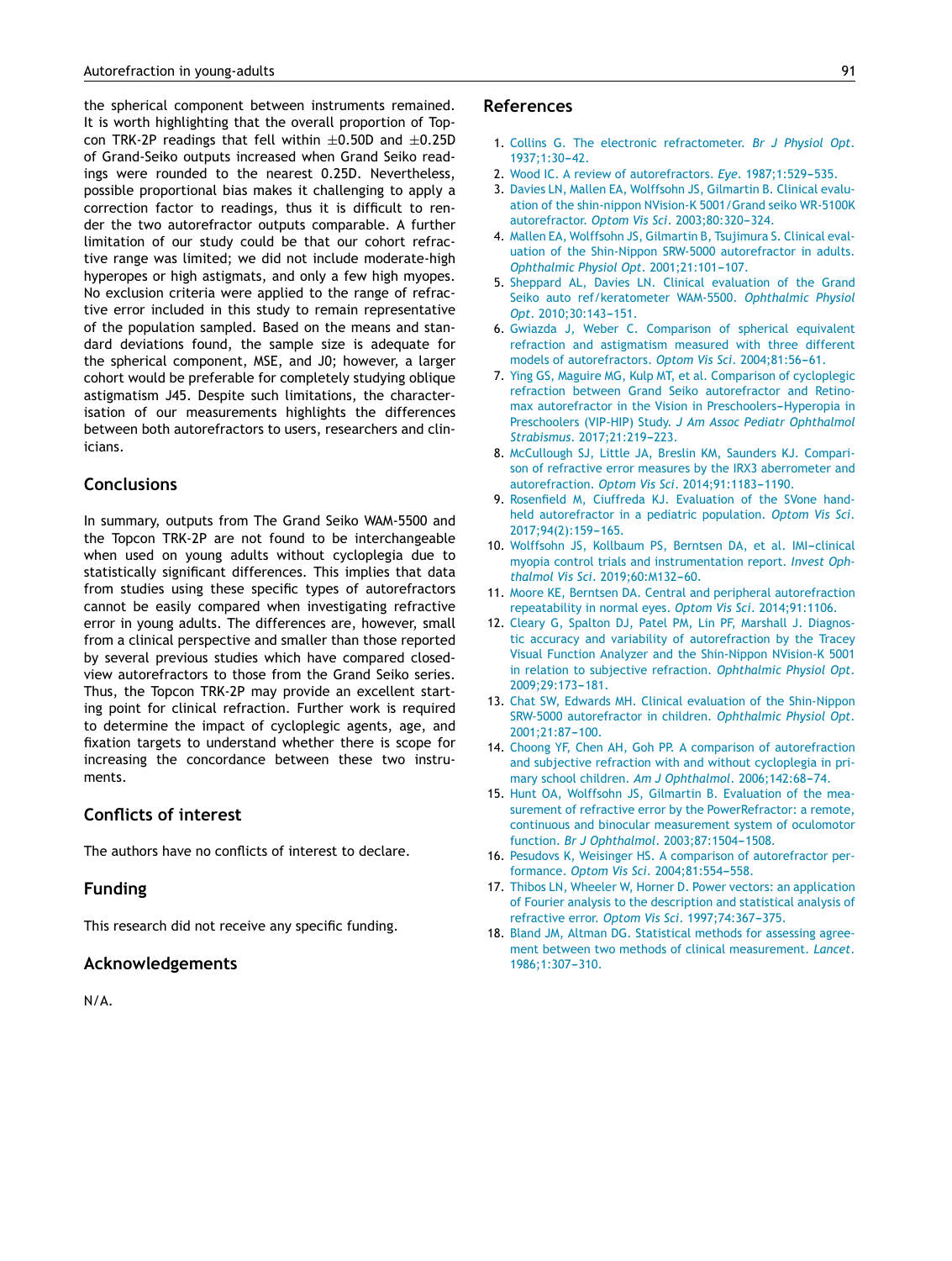the spherical component between instruments remained. It is worth highlighting that the overall proportion of Topcon TRK-2P readings that fell within ±0.50D and ±0.25D of Grand-Seiko outputs increased when Grand Seiko readings were rounded to the nearest 0.25D. Nevertheless, possible proportional bias makes it challenging to apply a correction factor to readings, thus it is difficult to render the two autorefractor outputs comparable. A further limitation of our study could be that our cohort refractive range was limited; we did not include moderate-high hyperopes or high astigmats, and only a few high myopes. No exclusion criteria were applied to the range of refractive error included in this study to remain representative of the population sampled. Based on the means and standard deviations found, the sample size is adequate for the spherical component, MSE, and J0; however, a larger cohort would be preferable for completely studying oblique astigmatism J45. Despite such limitations, the characterisation of our measurements highlights the differences between both autorefractors to users, researchers and clinicians.

## Conclusions

In summary, outputs from The Grand Seiko WAM-5500 and the Topcon TRK-2P are not found to be interchangeable when used on young adults without cycloplegia due to statistically significant differences. This implies that data from studies using these specific types of autorefractors cannot be easily compared when investigating refractive error in young adults. The differences are, however, small from a clinical perspective and smaller than those reported by several previous studies which have compared closed-view autorefractors to those from the Grand Seiko series. Thus, the Topcon TRK-2P may provide an excellent starting point for clinical refraction. Further work is required to determine the impact of cycloplegic agents, age, and fixation targets to understand whether there is scope for increasing the concordance between these two instruments.

## Conflicts of interest

The authors have no conflicts of interest to declare.

## Funding

This research did not receive any specific funding.

## Acknowledgements

N/A.

## References

1. Collins G. The electronic refractometer. *Br J Physiol Opt*. 1937;1:30–42.
2. Wood IC. A review of autorefractors. *Eye*. 1987;1:529–535.
3. Davies LN, Mallen EA, Wolffsohn JS, Gilmartin B. Clinical evaluation of the shin-nippon NVision-K 5001/Grand seiko WR-5100K autorefractor. *Optom Vis Sci*. 2003;80:320–324.
4. Mallen EA, Wolffsohn JS, Gilmartin B, Tsujimura S. Clinical evaluation of the Shin-Nippon SRW-5000 autorefractor in adults. *Ophthalmic Physiol Opt*. 2001;21:101–107.
5. Sheppard AL, Davies LN. Clinical evaluation of the Grand Seiko auto ref/keratometer WAM-5500. *Ophthalmic Physiol Opt*. 2010;30:143–151.
6. Gwiazda J, Weber C. Comparison of spherical equivalent refraction and astigmatism measured with three different models of autorefractors. *Optom Vis Sci*. 2004;81:56–61.
7. Ying GS, Maguire MG, Kulp MT, et al. Comparison of cycloplegic refraction between Grand Seiko autorefractor and Retinomax autorefractor in the Vision in Preschoolers–Hyperopia in Preschoolers (VIP-HIP) Study. *J Am Assoc Pediatr Ophthalmol Strabismus*. 2017;21:219–223.
8. McCullough SJ, Little JA, Breslin KM, Saunders KJ. Comparison of refractive error measures by the IRX3 aberrometer and autorefraction. *Optom Vis Sci*. 2014;91:1183–1190.
9. Rosenfield M, Ciuffreda KJ. Evaluation of the SVone handheld autorefractor in a pediatric population. *Optom Vis Sci*. 2017;94(2):159–165.
10. Wolffsohn JS, Kollbaum PS, Berntsen DA, et al. IMI–clinical myopia control trials and instrumentation report. *Invest Ophthalmol Vis Sci*. 2019;60:M132–60.
11. Moore KE, Berntsen DA. Central and peripheral autorefraction repeatability in normal eyes. *Optom Vis Sci*. 2014;91:1106.
12. Cleary G, Spalton DJ, Patel PM, Lin PF, Marshall J. Diagnostic accuracy and variability of autorefraction by the Tracey Visual Function Analyzer and the Shin-Nippon NVision-K 5001 in relation to subjective refraction. *Ophthalmic Physiol Opt*. 2009;29:173–181.
13. Chat SW, Edwards MH. Clinical evaluation of the Shin-Nippon SRW-5000 autorefractor in children. *Ophthalmic Physiol Opt*. 2001;21:87–100.
14. Choong YF, Chen AH, Goh PP. A comparison of autorefraction and subjective refraction with and without cycloplegia in primary school children. *Am J Ophthalmol*. 2006;142:68–74.
15. Hunt OA, Wolffsohn JS, Gilmartin B. Evaluation of the measurement of refractive error by the PowerRefractor: a remote, continuous and binocular measurement system of oculomotor function. *Br J Ophthalmol*. 2003;87:1504–1508.
16. Pesudovs K, Weisinger HS. A comparison of autorefractor performance. *Optom Vis Sci*. 2004;81:554–558.
17. Thibos LN, Wheeler W, Horner D. Power vectors: an application of Fourier analysis to the description and statistical analysis of refractive error. *Optom Vis Sci*. 1997;74:367–375.
18. Bland JM, Altman DG. Statistical methods for assessing agreement between two methods of clinical measurement. *Lancet*. 1986;1:307–310.